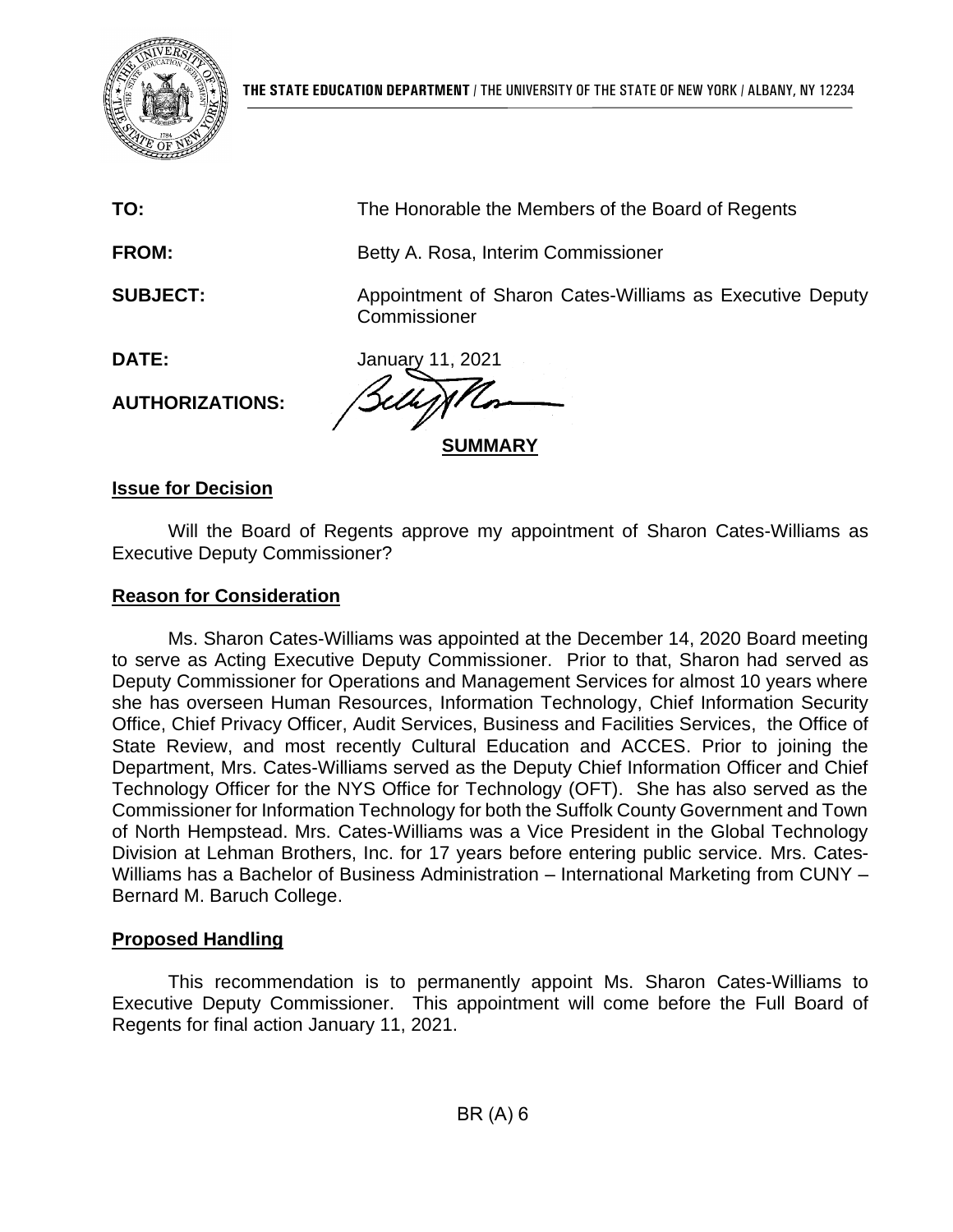**THE STATE EDUCATION DEPARTMENT** / THE UNIVERSITY OF THE STATE OF NEW YORK / ALBANY, NY 12234

**TO:** The Honorable the Members of the Board of Regents

**FROM:** Betty A. Rosa, Interim Commissioner

**SUBJECT:** Appointment of Sharon Cates-Williams as Executive Deputy Commissioner

**DATE:** January 11, 2021

**AUTHORIZATIONS:**

## SUMMARY

### Issue for Decision

Will the Board of Regents approve my appointment of Sharon Cates-Williams as Executive Deputy Commissioner?

### Reason for Consideration

Ms. Sharon Cates-Williams was appointed at the December 14, 2020 Board meeting to serve as Acting Executive Deputy Commissioner. Prior to that, Sharon had served as Deputy Commissioner for Operations and Management Services for almost 10 years where she has overseen Human Resources, Information Technology, Chief Information Security Office, Chief Privacy Officer, Audit Services, Business and Facilities Services, the Office of State Review, and most recently Cultural Education and ACCES. Prior to joining the Department, Mrs. Cates-Williams served as the Deputy Chief Information Officer and Chief Technology Officer for the NYS Office for Technology (OFT). She has also served as the Commissioner for Information Technology for both the Suffolk County Government and Town of North Hempstead. Mrs. Cates-Williams was a Vice President in the Global Technology Division at Lehman Brothers, Inc. for 17 years before entering public service. Mrs. Cates-Williams has a Bachelor of Business Administration – International Marketing from CUNY – Bernard M. Baruch College.

### Proposed Handling

This recommendation is to permanently appoint Ms. Sharon Cates-Williams to Executive Deputy Commissioner. This appointment will come before the Full Board of Regents for final action January 11, 2021.

BR (A) 6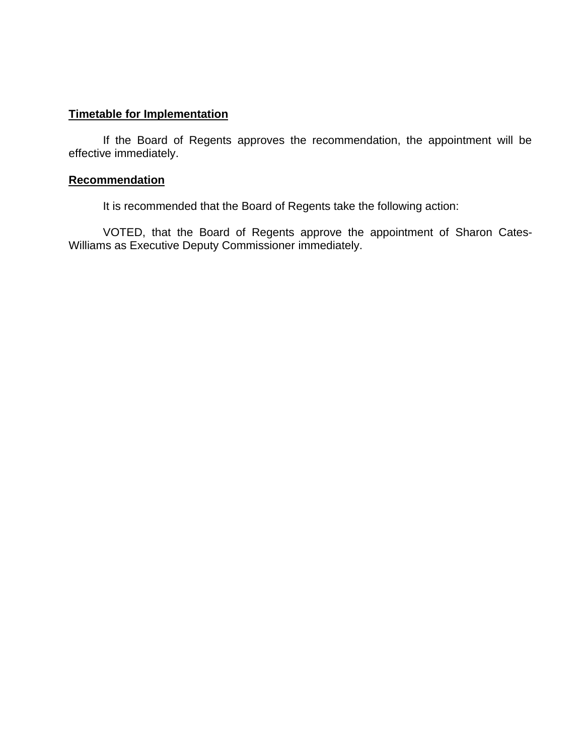**Timetable for Implementation**

If the Board of Regents approves the recommendation, the appointment will be effective immediately.

**Recommendation**

It is recommended that the Board of Regents take the following action:

VOTED, that the Board of Regents approve the appointment of Sharon Cates-Williams as Executive Deputy Commissioner immediately.